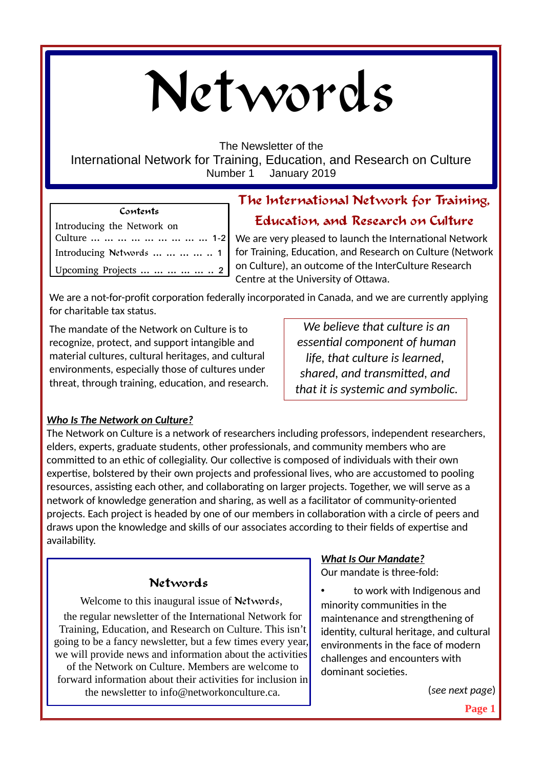# Networds

The Newsletter of the
International Network for Training, Education, and Research on Culture
Number 1 January 2019

**Contents**

| | |
|---|---|
| Introducing the Network on Culture | 1-2 |
| Introducing Networds | 1 |
| Upcoming Projects | 2 |

## The International Network for Training, Education, and Research on Culture

We are very pleased to launch the International Network for Training, Education, and Research on Culture (Network on Culture), an outcome of the InterCulture Research Centre at the University of Ottawa.

We are a not-for-profit corporation federally incorporated in Canada, and we are currently applying for charitable tax status.

The mandate of the Network on Culture is to recognize, protect, and support intangible and material cultures, cultural heritages, and cultural environments, especially those of cultures under threat, through training, education, and research.

*We believe that culture is an essential component of human life, that culture is learned, shared, and transmitted, and that it is systemic and symbolic.*

***Who Is The Network on Culture?***

The Network on Culture is a network of researchers including professors, independent researchers, elders, experts, graduate students, other professionals, and community members who are committed to an ethic of collegiality. Our collective is composed of individuals with their own expertise, bolstered by their own projects and professional lives, who are accustomed to pooling resources, assisting each other, and collaborating on larger projects. Together, we will serve as a network of knowledge generation and sharing, as well as a facilitator of community-oriented projects. Each project is headed by one of our members in collaboration with a circle of peers and draws upon the knowledge and skills of our associates according to their fields of expertise and availability.

### Networds

Welcome to this inaugural issue of Networds, the regular newsletter of the International Network for Training, Education, and Research on Culture. This isn't going to be a fancy newsletter, but a few times every year, we will provide news and information about the activities of the Network on Culture. Members are welcome to forward information about their activities for inclusion in the newsletter to info@networkonculture.ca.

***What Is Our Mandate?***

Our mandate is three-fold:

- to work with Indigenous and minority communities in the maintenance and strengthening of identity, cultural heritage, and cultural environments in the face of modern challenges and encounters with dominant societies.

(*see next page*)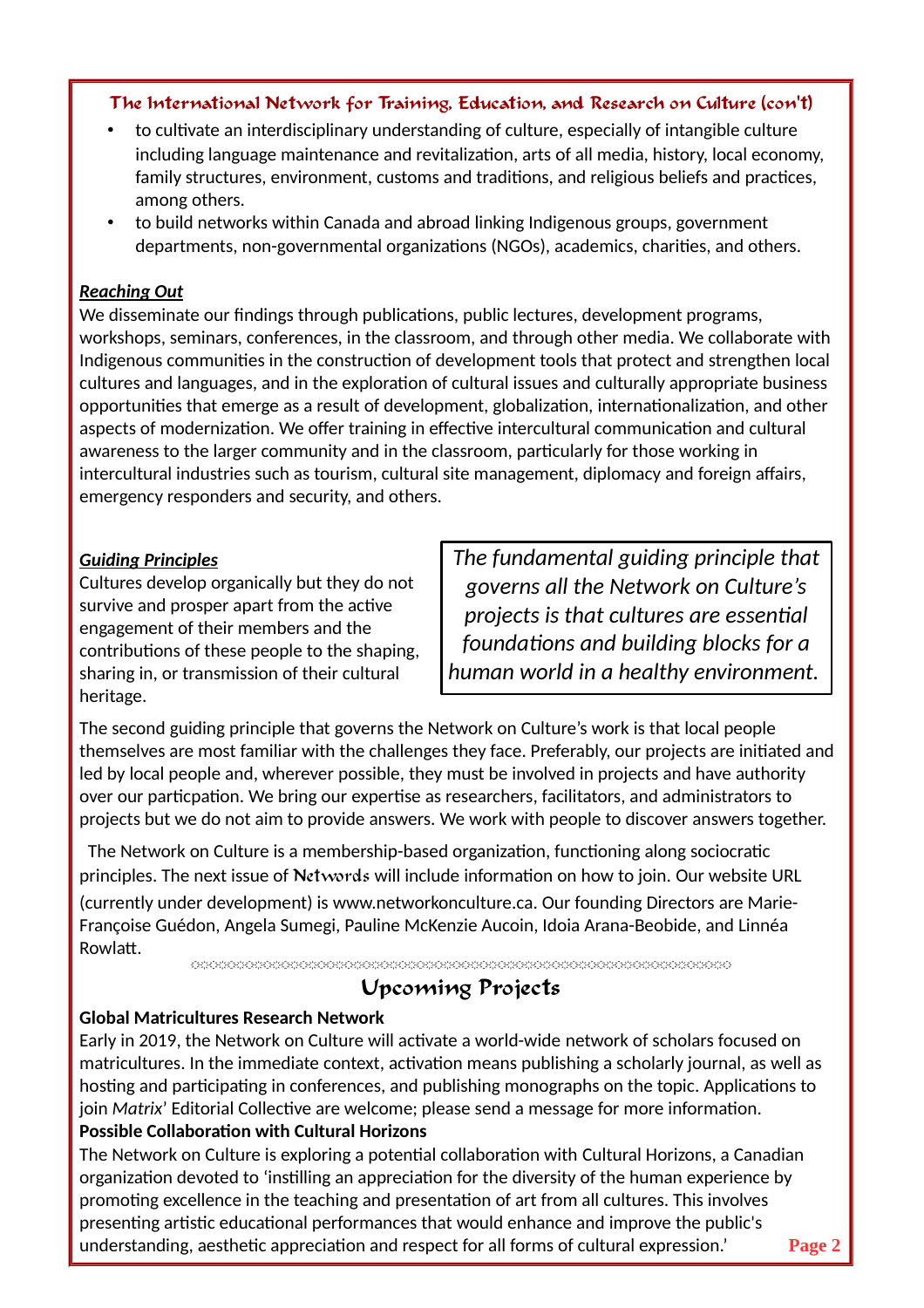## The International Network for Training, Education, and Research on Culture (con't)

- to cultivate an interdisciplinary understanding of culture, especially of intangible culture including language maintenance and revitalization, arts of all media, history, local economy, family structures, environment, customs and traditions, and religious beliefs and practices, among others.
- to build networks within Canada and abroad linking Indigenous groups, government departments, non-governmental organizations (NGOs), academics, charities, and others.

***Reaching Out***

We disseminate our findings through publications, public lectures, development programs, workshops, seminars, conferences, in the classroom, and through other media. We collaborate with Indigenous communities in the construction of development tools that protect and strengthen local cultures and languages, and in the exploration of cultural issues and culturally appropriate business opportunities that emerge as a result of development, globalization, internationalization, and other aspects of modernization. We offer training in effective intercultural communication and cultural awareness to the larger community and in the classroom, particularly for those working in intercultural industries such as tourism, cultural site management, diplomacy and foreign affairs, emergency responders and security, and others.

***Guiding Principles***

Cultures develop organically but they do not survive and prosper apart from the active engagement of their members and the contributions of these people to the shaping, sharing in, or transmission of their cultural heritage.

*The fundamental guiding principle that governs all the Network on Culture's projects is that cultures are essential foundations and building blocks for a human world in a healthy environment.*

The second guiding principle that governs the Network on Culture's work is that local people themselves are most familiar with the challenges they face. Preferably, our projects are initiated and led by local people and, wherever possible, they must be involved in projects and have authority over our particpation. We bring our expertise as researchers, facilitators, and administrators to projects but we do not aim to provide answers. We work with people to discover answers together.

The Network on Culture is a membership-based organization, functioning along sociocratic principles. The next issue of Networds will include information on how to join. Our website URL (currently under development) is www.networkonculture.ca. Our founding Directors are Marie-Françoise Guédon, Angela Sumegi, Pauline McKenzie Aucoin, Idoia Arana-Beobide, and Linnéa Rowlatt.

## Upcoming Projects

**Global Matricultures Research Network**

Early in 2019, the Network on Culture will activate a world-wide network of scholars focused on matricultures. In the immediate context, activation means publishing a scholarly journal, as well as hosting and participating in conferences, and publishing monographs on the topic. Applications to join *Matrix*' Editorial Collective are welcome; please send a message for more information.

**Possible Collaboration with Cultural Horizons**

The Network on Culture is exploring a potential collaboration with Cultural Horizons, a Canadian organization devoted to 'instilling an appreciation for the diversity of the human experience by promoting excellence in the teaching and presentation of art from all cultures. This involves presenting artistic educational performances that would enhance and improve the public's understanding, aesthetic appreciation and respect for all forms of cultural expression.'